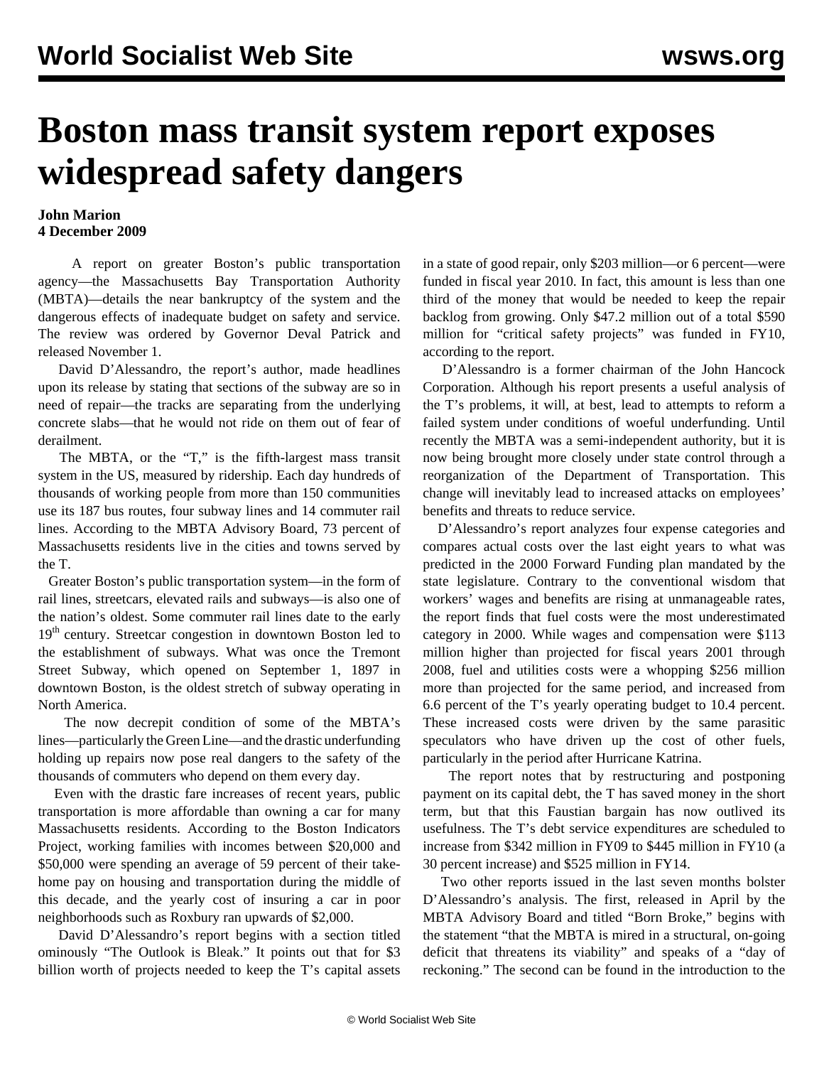# Boston mass transit system report exposes widespread safety dangers

**John Marion**
**4 December 2009**

A report on greater Boston's public transportation agency—the Massachusetts Bay Transportation Authority (MBTA)—details the near bankruptcy of the system and the dangerous effects of inadequate budget on safety and service. The review was ordered by Governor Deval Patrick and released November 1.

David D'Alessandro, the report's author, made headlines upon its release by stating that sections of the subway are so in need of repair—the tracks are separating from the underlying concrete slabs—that he would not ride on them out of fear of derailment.

The MBTA, or the "T," is the fifth-largest mass transit system in the US, measured by ridership. Each day hundreds of thousands of working people from more than 150 communities use its 187 bus routes, four subway lines and 14 commuter rail lines. According to the MBTA Advisory Board, 73 percent of Massachusetts residents live in the cities and towns served by the T.

Greater Boston's public transportation system—in the form of rail lines, streetcars, elevated rails and subways—is also one of the nation's oldest. Some commuter rail lines date to the early 19th century. Streetcar congestion in downtown Boston led to the establishment of subways. What was once the Tremont Street Subway, which opened on September 1, 1897 in downtown Boston, is the oldest stretch of subway operating in North America.

The now decrepit condition of some of the MBTA's lines—particularly the Green Line—and the drastic underfunding holding up repairs now pose real dangers to the safety of the thousands of commuters who depend on them every day.

Even with the drastic fare increases of recent years, public transportation is more affordable than owning a car for many Massachusetts residents. According to the Boston Indicators Project, working families with incomes between $20,000 and $50,000 were spending an average of 59 percent of their take-home pay on housing and transportation during the middle of this decade, and the yearly cost of insuring a car in poor neighborhoods such as Roxbury ran upwards of $2,000.

David D'Alessandro's report begins with a section titled ominously "The Outlook is Bleak." It points out that for $3 billion worth of projects needed to keep the T's capital assets in a state of good repair, only $203 million—or 6 percent—were funded in fiscal year 2010. In fact, this amount is less than one third of the money that would be needed to keep the repair backlog from growing. Only $47.2 million out of a total $590 million for "critical safety projects" was funded in FY10, according to the report.

D'Alessandro is a former chairman of the John Hancock Corporation. Although his report presents a useful analysis of the T's problems, it will, at best, lead to attempts to reform a failed system under conditions of woeful underfunding. Until recently the MBTA was a semi-independent authority, but it is now being brought more closely under state control through a reorganization of the Department of Transportation. This change will inevitably lead to increased attacks on employees' benefits and threats to reduce service.

D'Alessandro's report analyzes four expense categories and compares actual costs over the last eight years to what was predicted in the 2000 Forward Funding plan mandated by the state legislature. Contrary to the conventional wisdom that workers' wages and benefits are rising at unmanageable rates, the report finds that fuel costs were the most underestimated category in 2000. While wages and compensation were $113 million higher than projected for fiscal years 2001 through 2008, fuel and utilities costs were a whopping $256 million more than projected for the same period, and increased from 6.6 percent of the T's yearly operating budget to 10.4 percent. These increased costs were driven by the same parasitic speculators who have driven up the cost of other fuels, particularly in the period after Hurricane Katrina.

The report notes that by restructuring and postponing payment on its capital debt, the T has saved money in the short term, but that this Faustian bargain has now outlived its usefulness. The T's debt service expenditures are scheduled to increase from $342 million in FY09 to $445 million in FY10 (a 30 percent increase) and $525 million in FY14.

Two other reports issued in the last seven months bolster D'Alessandro's analysis. The first, released in April by the MBTA Advisory Board and titled "Born Broke," begins with the statement "that the MBTA is mired in a structural, on-going deficit that threatens its viability" and speaks of a "day of reckoning." The second can be found in the introduction to the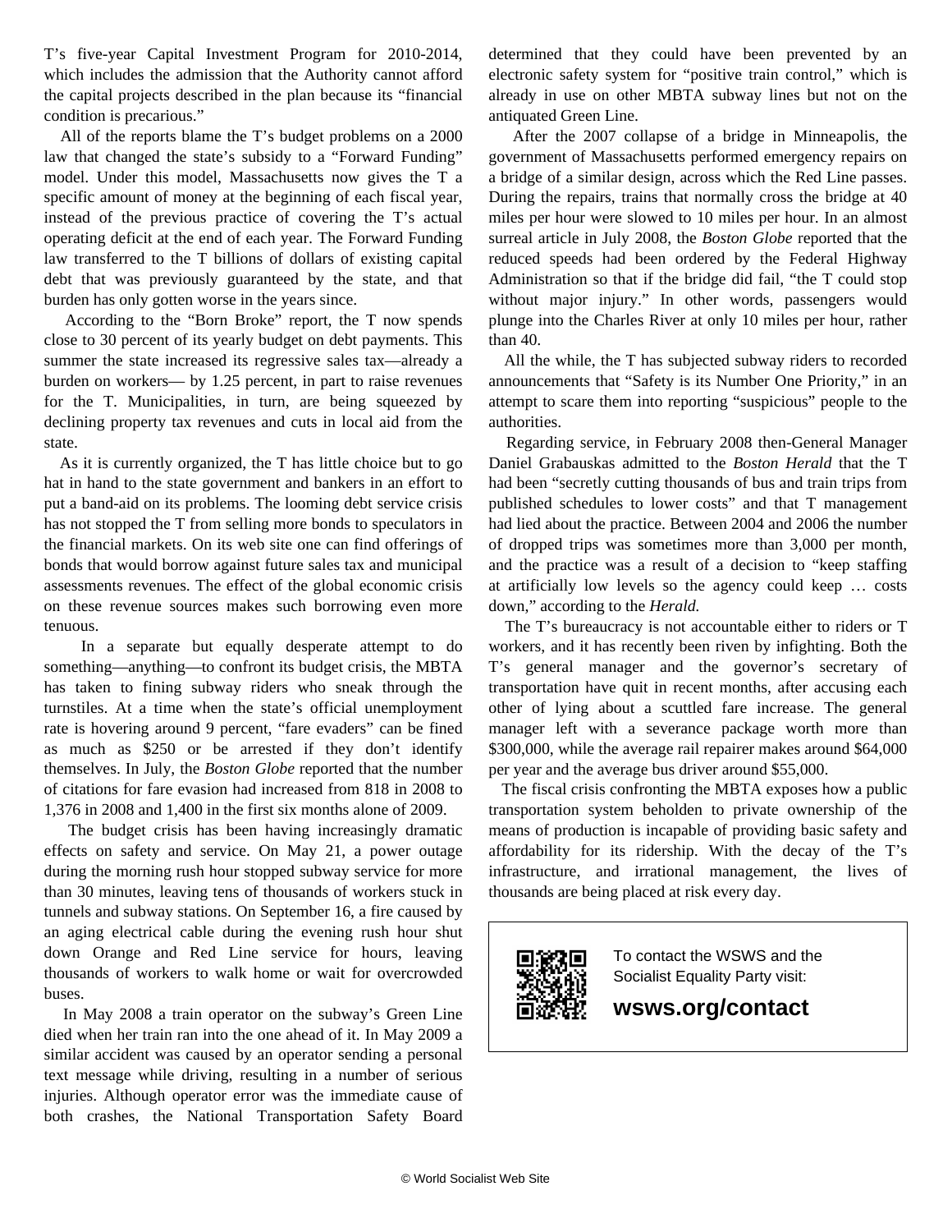T's five-year Capital Investment Program for 2010-2014, which includes the admission that the Authority cannot afford the capital projects described in the plan because its "financial condition is precarious."

All of the reports blame the T's budget problems on a 2000 law that changed the state's subsidy to a "Forward Funding" model. Under this model, Massachusetts now gives the T a specific amount of money at the beginning of each fiscal year, instead of the previous practice of covering the T's actual operating deficit at the end of each year. The Forward Funding law transferred to the T billions of dollars of existing capital debt that was previously guaranteed by the state, and that burden has only gotten worse in the years since.

According to the "Born Broke" report, the T now spends close to 30 percent of its yearly budget on debt payments. This summer the state increased its regressive sales tax—already a burden on workers— by 1.25 percent, in part to raise revenues for the T. Municipalities, in turn, are being squeezed by declining property tax revenues and cuts in local aid from the state.

As it is currently organized, the T has little choice but to go hat in hand to the state government and bankers in an effort to put a band-aid on its problems. The looming debt service crisis has not stopped the T from selling more bonds to speculators in the financial markets. On its web site one can find offerings of bonds that would borrow against future sales tax and municipal assessments revenues. The effect of the global economic crisis on these revenue sources makes such borrowing even more tenuous.

In a separate but equally desperate attempt to do something—anything—to confront its budget crisis, the MBTA has taken to fining subway riders who sneak through the turnstiles. At a time when the state's official unemployment rate is hovering around 9 percent, "fare evaders" can be fined as much as $250 or be arrested if they don't identify themselves. In July, the *Boston Globe* reported that the number of citations for fare evasion had increased from 818 in 2008 to 1,376 in 2008 and 1,400 in the first six months alone of 2009.

The budget crisis has been having increasingly dramatic effects on safety and service. On May 21, a power outage during the morning rush hour stopped subway service for more than 30 minutes, leaving tens of thousands of workers stuck in tunnels and subway stations. On September 16, a fire caused by an aging electrical cable during the evening rush hour shut down Orange and Red Line service for hours, leaving thousands of workers to walk home or wait for overcrowded buses.

In May 2008 a train operator on the subway's Green Line died when her train ran into the one ahead of it. In May 2009 a similar accident was caused by an operator sending a personal text message while driving, resulting in a number of serious injuries. Although operator error was the immediate cause of both crashes, the National Transportation Safety Board determined that they could have been prevented by an electronic safety system for "positive train control," which is already in use on other MBTA subway lines but not on the antiquated Green Line.

After the 2007 collapse of a bridge in Minneapolis, the government of Massachusetts performed emergency repairs on a bridge of a similar design, across which the Red Line passes. During the repairs, trains that normally cross the bridge at 40 miles per hour were slowed to 10 miles per hour. In an almost surreal article in July 2008, the *Boston Globe* reported that the reduced speeds had been ordered by the Federal Highway Administration so that if the bridge did fail, "the T could stop without major injury." In other words, passengers would plunge into the Charles River at only 10 miles per hour, rather than 40.

All the while, the T has subjected subway riders to recorded announcements that "Safety is its Number One Priority," in an attempt to scare them into reporting "suspicious" people to the authorities.

Regarding service, in February 2008 then-General Manager Daniel Grabauskas admitted to the *Boston Herald* that the T had been "secretly cutting thousands of bus and train trips from published schedules to lower costs" and that T management had lied about the practice. Between 2004 and 2006 the number of dropped trips was sometimes more than 3,000 per month, and the practice was a result of a decision to "keep staffing at artificially low levels so the agency could keep … costs down," according to the *Herald.*

The T's bureaucracy is not accountable either to riders or T workers, and it has recently been riven by infighting. Both the T's general manager and the governor's secretary of transportation have quit in recent months, after accusing each other of lying about a scuttled fare increase. The general manager left with a severance package worth more than $300,000, while the average rail repairer makes around $64,000 per year and the average bus driver around $55,000.

The fiscal crisis confronting the MBTA exposes how a public transportation system beholden to private ownership of the means of production is incapable of providing basic safety and affordability for its ridership. With the decay of the T's infrastructure, and irrational management, the lives of thousands are being placed at risk every day.

To contact the WSWS and the Socialist Equality Party visit:

**wsws.org/contact**